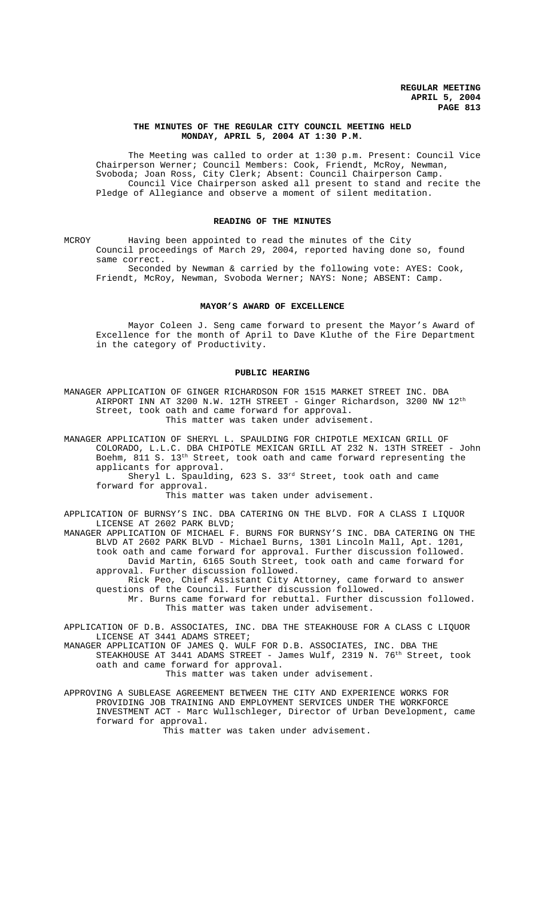# THE MINUTES OF THE REGULAR CITY COUNCIL MEETING HELD MONDAY, APRIL 5, 2004 AT 1:30 P.M.

The Meeting was called to order at 1:30 p.m. Present: Council Vice Chairperson Werner; Council Members: Cook, Friendt, McRoy, Newman, Svoboda; Joan Ross, City Clerk; Absent: Council Chairperson Camp.

Council Vice Chairperson asked all present to stand and recite the Pledge of Allegiance and observe a moment of silent meditation.

## READING OF THE MINUTES

MCROY Having been appointed to read the minutes of the City Council proceedings of March 29, 2004, reported having done so, found same correct.

Seconded by Newman & carried by the following vote: AYES: Cook, Friendt, McRoy, Newman, Svoboda Werner; NAYS: None; ABSENT: Camp.

## MAYOR'S AWARD OF EXCELLENCE

Mayor Coleen J. Seng came forward to present the Mayor's Award of Excellence for the month of April to Dave Kluthe of the Fire Department in the category of Productivity.

## PUBLIC HEARING

MANAGER APPLICATION OF GINGER RICHARDSON FOR 1515 MARKET STREET INC. DBA AIRPORT INN AT 3200 N.W. 12TH STREET - Ginger Richardson, 3200 NW 12th Street, took oath and came forward for approval.

This matter was taken under advisement.

MANAGER APPLICATION OF SHERYL L. SPAULDING FOR CHIPOTLE MEXICAN GRILL OF COLORADO, L.L.C. DBA CHIPOTLE MEXICAN GRILL AT 232 N. 13TH STREET - John Boehm, 811 S. 13th Street, took oath and came forward representing the applicants for approval.

Sheryl L. Spaulding, 623 S. 33rd Street, took oath and came forward for approval.

This matter was taken under advisement.

APPLICATION OF BURNSY'S INC. DBA CATERING ON THE BLVD. FOR A CLASS I LIQUOR LICENSE AT 2602 PARK BLVD;

MANAGER APPLICATION OF MICHAEL F. BURNS FOR BURNSY'S INC. DBA CATERING ON THE BLVD AT 2602 PARK BLVD - Michael Burns, 1301 Lincoln Mall, Apt. 1201, took oath and came forward for approval. Further discussion followed.

David Martin, 6165 South Street, took oath and came forward for approval. Further discussion followed.

Rick Peo, Chief Assistant City Attorney, came forward to answer questions of the Council. Further discussion followed.

Mr. Burns came forward for rebuttal. Further discussion followed.

This matter was taken under advisement.

APPLICATION OF D.B. ASSOCIATES, INC. DBA THE STEAKHOUSE FOR A CLASS C LIQUOR LICENSE AT 3441 ADAMS STREET;

MANAGER APPLICATION OF JAMES Q. WULF FOR D.B. ASSOCIATES, INC. DBA THE STEAKHOUSE AT 3441 ADAMS STREET - James Wulf, 2319 N. 76th Street, took oath and came forward for approval.

This matter was taken under advisement.

APPROVING A SUBLEASE AGREEMENT BETWEEN THE CITY AND EXPERIENCE WORKS FOR PROVIDING JOB TRAINING AND EMPLOYMENT SERVICES UNDER THE WORKFORCE INVESTMENT ACT - Marc Wullschleger, Director of Urban Development, came forward for approval.

This matter was taken under advisement.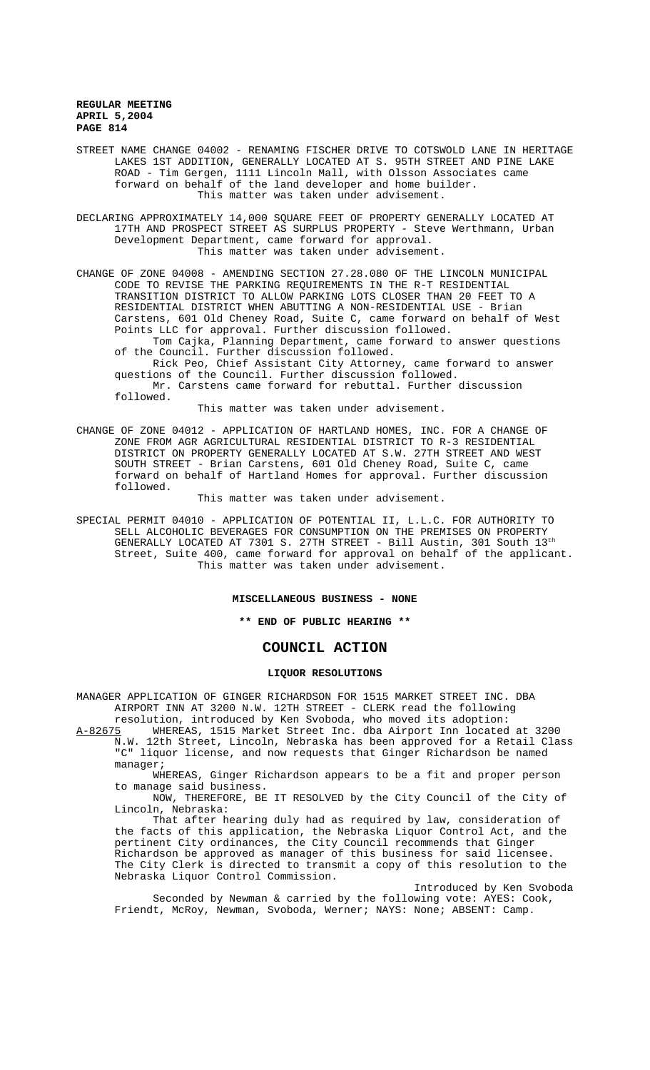STREET NAME CHANGE 04002 - RENAMING FISCHER DRIVE TO COTSWOLD LANE IN HERITAGE LAKES 1ST ADDITION, GENERALLY LOCATED AT S. 95TH STREET AND PINE LAKE ROAD - Tim Gergen, 1111 Lincoln Mall, with Olsson Associates came forward on behalf of the land developer and home builder.
This matter was taken under advisement.

DECLARING APPROXIMATELY 14,000 SQUARE FEET OF PROPERTY GENERALLY LOCATED AT 17TH AND PROSPECT STREET AS SURPLUS PROPERTY - Steve Werthmann, Urban Development Department, came forward for approval.
This matter was taken under advisement.

CHANGE OF ZONE 04008 - AMENDING SECTION 27.28.080 OF THE LINCOLN MUNICIPAL CODE TO REVISE THE PARKING REQUIREMENTS IN THE R-T RESIDENTIAL TRANSITION DISTRICT TO ALLOW PARKING LOTS CLOSER THAN 20 FEET TO A RESIDENTIAL DISTRICT WHEN ABUTTING A NON-RESIDENTIAL USE - Brian Carstens, 601 Old Cheney Road, Suite C, came forward on behalf of West Points LLC for approval. Further discussion followed.
Tom Cajka, Planning Department, came forward to answer questions of the Council. Further discussion followed.
Rick Peo, Chief Assistant City Attorney, came forward to answer questions of the Council. Further discussion followed.
Mr. Carstens came forward for rebuttal. Further discussion followed.
This matter was taken under advisement.

CHANGE OF ZONE 04012 - APPLICATION OF HARTLAND HOMES, INC. FOR A CHANGE OF ZONE FROM AGR AGRICULTURAL RESIDENTIAL DISTRICT TO R-3 RESIDENTIAL DISTRICT ON PROPERTY GENERALLY LOCATED AT S.W. 27TH STREET AND WEST SOUTH STREET - Brian Carstens, 601 Old Cheney Road, Suite C, came forward on behalf of Hartland Homes for approval. Further discussion followed.
This matter was taken under advisement.

SPECIAL PERMIT 04010 - APPLICATION OF POTENTIAL II, L.L.C. FOR AUTHORITY TO SELL ALCOHOLIC BEVERAGES FOR CONSUMPTION ON THE PREMISES ON PROPERTY GENERALLY LOCATED AT 7301 S. 27TH STREET - Bill Austin, 301 South 13th Street, Suite 400, came forward for approval on behalf of the applicant.
This matter was taken under advisement.

**MISCELLANEOUS BUSINESS - NONE**

**\*\* END OF PUBLIC HEARING \*\***

## COUNCIL ACTION

**LIQUOR RESOLUTIONS**

MANAGER APPLICATION OF GINGER RICHARDSON FOR 1515 MARKET STREET INC. DBA AIRPORT INN AT 3200 N.W. 12TH STREET - CLERK read the following resolution, introduced by Ken Svoboda, who moved its adoption:

A-82675 WHEREAS, 1515 Market Street Inc. dba Airport Inn located at 3200 N.W. 12th Street, Lincoln, Nebraska has been approved for a Retail Class "C" liquor license, and now requests that Ginger Richardson be named manager;

WHEREAS, Ginger Richardson appears to be a fit and proper person to manage said business.

NOW, THEREFORE, BE IT RESOLVED by the City Council of the City of Lincoln, Nebraska:

That after hearing duly had as required by law, consideration of the facts of this application, the Nebraska Liquor Control Act, and the pertinent City ordinances, the City Council recommends that Ginger Richardson be approved as manager of this business for said licensee. The City Clerk is directed to transmit a copy of this resolution to the Nebraska Liquor Control Commission.

Introduced by Ken Svoboda

Seconded by Newman & carried by the following vote: AYES: Cook, Friendt, McRoy, Newman, Svoboda, Werner; NAYS: None; ABSENT: Camp.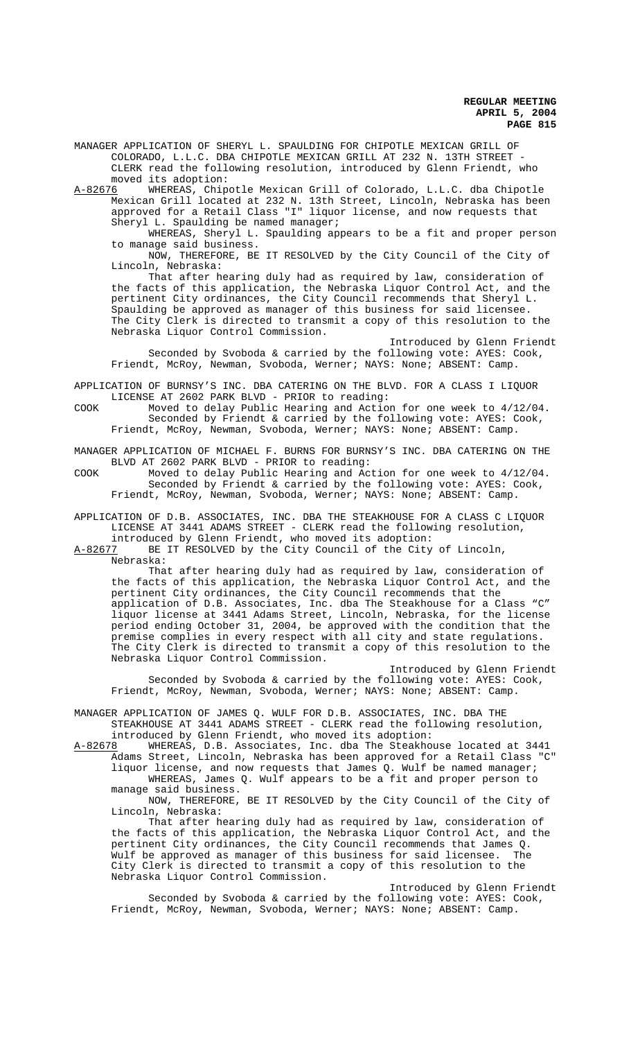MANAGER APPLICATION OF SHERYL L. SPAULDING FOR CHIPOTLE MEXICAN GRILL OF COLORADO, L.L.C. DBA CHIPOTLE MEXICAN GRILL AT 232 N. 13TH STREET - CLERK read the following resolution, introduced by Glenn Friendt, who moved its adoption:

A-82676 WHEREAS, Chipotle Mexican Grill of Colorado, L.L.C. dba Chipotle Mexican Grill located at 232 N. 13th Street, Lincoln, Nebraska has been approved for a Retail Class "I" liquor license, and now requests that Sheryl L. Spaulding be named manager;

WHEREAS, Sheryl L. Spaulding appears to be a fit and proper person to manage said business.

NOW, THEREFORE, BE IT RESOLVED by the City Council of the City of Lincoln, Nebraska:

That after hearing duly had as required by law, consideration of the facts of this application, the Nebraska Liquor Control Act, and the pertinent City ordinances, the City Council recommends that Sheryl L. Spaulding be approved as manager of this business for said licensee. The City Clerk is directed to transmit a copy of this resolution to the Nebraska Liquor Control Commission.

Introduced by Glenn Friendt

Seconded by Svoboda & carried by the following vote: AYES: Cook, Friendt, McRoy, Newman, Svoboda, Werner; NAYS: None; ABSENT: Camp.

APPLICATION OF BURNSY'S INC. DBA CATERING ON THE BLVD. FOR A CLASS I LIQUOR LICENSE AT 2602 PARK BLVD - PRIOR to reading:

COOK Moved to delay Public Hearing and Action for one week to 4/12/04. Seconded by Friendt & carried by the following vote: AYES: Cook, Friendt, McRoy, Newman, Svoboda, Werner; NAYS: None; ABSENT: Camp.

MANAGER APPLICATION OF MICHAEL F. BURNS FOR BURNSY'S INC. DBA CATERING ON THE BLVD AT 2602 PARK BLVD - PRIOR to reading:

COOK Moved to delay Public Hearing and Action for one week to 4/12/04. Seconded by Friendt & carried by the following vote: AYES: Cook, Friendt, McRoy, Newman, Svoboda, Werner; NAYS: None; ABSENT: Camp.

APPLICATION OF D.B. ASSOCIATES, INC. DBA THE STEAKHOUSE FOR A CLASS C LIQUOR LICENSE AT 3441 ADAMS STREET - CLERK read the following resolution, introduced by Glenn Friendt, who moved its adoption:

A-82677 BE IT RESOLVED by the City Council of the City of Lincoln, Nebraska:

That after hearing duly had as required by law, consideration of the facts of this application, the Nebraska Liquor Control Act, and the pertinent City ordinances, the City Council recommends that the application of D.B. Associates, Inc. dba The Steakhouse for a Class "C" liquor license at 3441 Adams Street, Lincoln, Nebraska, for the license period ending October 31, 2004, be approved with the condition that the premise complies in every respect with all city and state regulations. The City Clerk is directed to transmit a copy of this resolution to the Nebraska Liquor Control Commission.

Introduced by Glenn Friendt

Seconded by Svoboda & carried by the following vote: AYES: Cook, Friendt, McRoy, Newman, Svoboda, Werner; NAYS: None; ABSENT: Camp.

MANAGER APPLICATION OF JAMES Q. WULF FOR D.B. ASSOCIATES, INC. DBA THE STEAKHOUSE AT 3441 ADAMS STREET - CLERK read the following resolution, introduced by Glenn Friendt, who moved its adoption:

A-82678 WHEREAS, D.B. Associates, Inc. dba The Steakhouse located at 3441 Adams Street, Lincoln, Nebraska has been approved for a Retail Class "C" liquor license, and now requests that James Q. Wulf be named manager;

WHEREAS, James Q. Wulf appears to be a fit and proper person to manage said business.

NOW, THEREFORE, BE IT RESOLVED by the City Council of the City of Lincoln, Nebraska:

That after hearing duly had as required by law, consideration of the facts of this application, the Nebraska Liquor Control Act, and the pertinent City ordinances, the City Council recommends that James Q. Wulf be approved as manager of this business for said licensee. The City Clerk is directed to transmit a copy of this resolution to the Nebraska Liquor Control Commission.

Introduced by Glenn Friendt

Seconded by Svoboda & carried by the following vote: AYES: Cook, Friendt, McRoy, Newman, Svoboda, Werner; NAYS: None; ABSENT: Camp.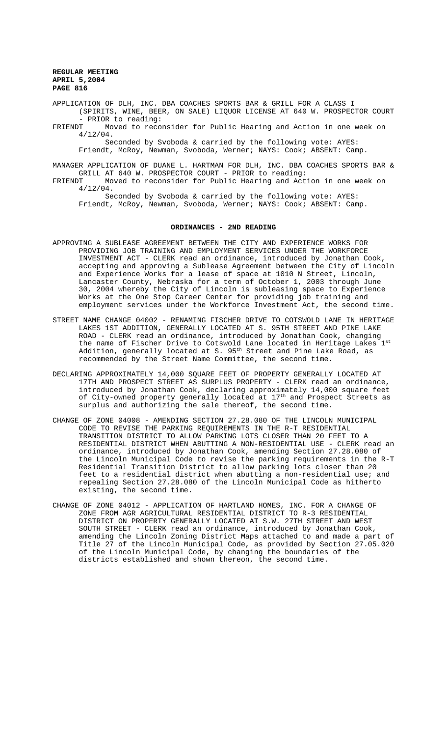APPLICATION OF DLH, INC. DBA COACHES SPORTS BAR & GRILL FOR A CLASS I (SPIRITS, WINE, BEER, ON SALE) LIQUOR LICENSE AT 640 W. PROSPECTOR COURT - PRIOR to reading:

FRIENDT Moved to reconsider for Public Hearing and Action in one week on 4/12/04.

Seconded by Svoboda & carried by the following vote: AYES: Friendt, McRoy, Newman, Svoboda, Werner; NAYS: Cook; ABSENT: Camp.

MANAGER APPLICATION OF DUANE L. HARTMAN FOR DLH, INC. DBA COACHES SPORTS BAR & GRILL AT 640 W. PROSPECTOR COURT - PRIOR to reading:

FRIENDT Moved to reconsider for Public Hearing and Action in one week on 4/12/04.

Seconded by Svoboda & carried by the following vote: AYES: Friendt, McRoy, Newman, Svoboda, Werner; NAYS: Cook; ABSENT: Camp.

## ORDINANCES - 2ND READING

APPROVING A SUBLEASE AGREEMENT BETWEEN THE CITY AND EXPERIENCE WORKS FOR PROVIDING JOB TRAINING AND EMPLOYMENT SERVICES UNDER THE WORKFORCE INVESTMENT ACT - CLERK read an ordinance, introduced by Jonathan Cook, accepting and approving a Sublease Agreement between the City of Lincoln and Experience Works for a lease of space at 1010 N Street, Lincoln, Lancaster County, Nebraska for a term of October 1, 2003 through June 30, 2004 whereby the City of Lincoln is subleasing space to Experience Works at the One Stop Career Center for providing job training and employment services under the Workforce Investment Act, the second time.

STREET NAME CHANGE 04002 - RENAMING FISCHER DRIVE TO COTSWOLD LANE IN HERITAGE LAKES 1ST ADDITION, GENERALLY LOCATED AT S. 95TH STREET AND PINE LAKE ROAD - CLERK read an ordinance, introduced by Jonathan Cook, changing the name of Fischer Drive to Cotswold Lane located in Heritage Lakes 1st Addition, generally located at S. 95th Street and Pine Lake Road, as recommended by the Street Name Committee, the second time.

DECLARING APPROXIMATELY 14,000 SQUARE FEET OF PROPERTY GENERALLY LOCATED AT 17TH AND PROSPECT STREET AS SURPLUS PROPERTY - CLERK read an ordinance, introduced by Jonathan Cook, declaring approximately 14,000 square feet of City-owned property generally located at 17th and Prospect Streets as surplus and authorizing the sale thereof, the second time.

CHANGE OF ZONE 04008 - AMENDING SECTION 27.28.080 OF THE LINCOLN MUNICIPAL CODE TO REVISE THE PARKING REQUIREMENTS IN THE R-T RESIDENTIAL TRANSITION DISTRICT TO ALLOW PARKING LOTS CLOSER THAN 20 FEET TO A RESIDENTIAL DISTRICT WHEN ABUTTING A NON-RESIDENTIAL USE - CLERK read an ordinance, introduced by Jonathan Cook, amending Section 27.28.080 of the Lincoln Municipal Code to revise the parking requirements in the R-T Residential Transition District to allow parking lots closer than 20 feet to a residential district when abutting a non-residential use; and repealing Section 27.28.080 of the Lincoln Municipal Code as hitherto existing, the second time.

CHANGE OF ZONE 04012 - APPLICATION OF HARTLAND HOMES, INC. FOR A CHANGE OF ZONE FROM AGR AGRICULTURAL RESIDENTIAL DISTRICT TO R-3 RESIDENTIAL DISTRICT ON PROPERTY GENERALLY LOCATED AT S.W. 27TH STREET AND WEST SOUTH STREET - CLERK read an ordinance, introduced by Jonathan Cook, amending the Lincoln Zoning District Maps attached to and made a part of Title 27 of the Lincoln Municipal Code, as provided by Section 27.05.020 of the Lincoln Municipal Code, by changing the boundaries of the districts established and shown thereon, the second time.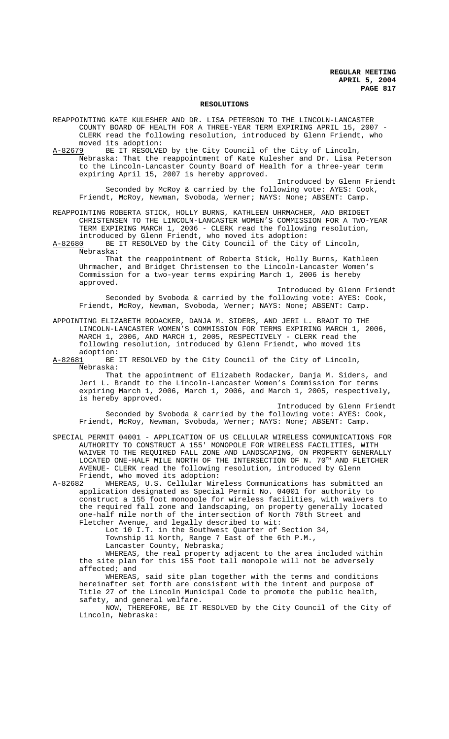## RESOLUTIONS

REAPPOINTING KATE KULESHER AND DR. LISA PETERSON TO THE LINCOLN-LANCASTER COUNTY BOARD OF HEALTH FOR A THREE-YEAR TERM EXPIRING APRIL 15, 2007 - CLERK read the following resolution, introduced by Glenn Friendt, who moved its adoption:

A-82679 BE IT RESOLVED by the City Council of the City of Lincoln, Nebraska: That the reappointment of Kate Kulesher and Dr. Lisa Peterson to the Lincoln-Lancaster County Board of Health for a three-year term expiring April 15, 2007 is hereby approved.

Introduced by Glenn Friendt

Seconded by McRoy & carried by the following vote: AYES: Cook, Friendt, McRoy, Newman, Svoboda, Werner; NAYS: None; ABSENT: Camp.

REAPPOINTING ROBERTA STICK, HOLLY BURNS, KATHLEEN UHRMACHER, AND BRIDGET CHRISTENSEN TO THE LINCOLN-LANCASTER WOMEN'S COMMISSION FOR A TWO-YEAR TERM EXPIRING MARCH 1, 2006 - CLERK read the following resolution, introduced by Glenn Friendt, who moved its adoption:

A-82680 BE IT RESOLVED by the City Council of the City of Lincoln, Nebraska:

That the reappointment of Roberta Stick, Holly Burns, Kathleen Uhrmacher, and Bridget Christensen to the Lincoln-Lancaster Women's Commission for a two-year terms expiring March 1, 2006 is hereby approved.

Introduced by Glenn Friendt

Seconded by Svoboda & carried by the following vote: AYES: Cook, Friendt, McRoy, Newman, Svoboda, Werner; NAYS: None; ABSENT: Camp.

APPOINTING ELIZABETH RODACKER, DANJA M. SIDERS, AND JERI L. BRADT TO THE LINCOLN-LANCASTER WOMEN'S COMMISSION FOR TERMS EXPIRING MARCH 1, 2006, MARCH 1, 2006, AND MARCH 1, 2005, RESPECTIVELY - CLERK read the following resolution, introduced by Glenn Friendt, who moved its adoption:

A-82681 BE IT RESOLVED by the City Council of the City of Lincoln, Nebraska:

That the appointment of Elizabeth Rodacker, Danja M. Siders, and Jeri L. Brandt to the Lincoln-Lancaster Women's Commission for terms expiring March 1, 2006, March 1, 2006, and March 1, 2005, respectively, is hereby approved.

Introduced by Glenn Friendt

Seconded by Svoboda & carried by the following vote: AYES: Cook, Friendt, McRoy, Newman, Svoboda, Werner; NAYS: None; ABSENT: Camp.

SPECIAL PERMIT 04001 - APPLICATION OF US CELLULAR WIRELESS COMMUNICATIONS FOR AUTHORITY TO CONSTRUCT A 155' MONOPOLE FOR WIRELESS FACILITIES, WITH WAIVER TO THE REQUIRED FALL ZONE AND LANDSCAPING, ON PROPERTY GENERALLY LOCATED ONE-HALF MILE NORTH OF THE INTERSECTION OF N. 70TH AND FLETCHER AVENUE- CLERK read the following resolution, introduced by Glenn Friendt, who moved its adoption:

A-82682 WHEREAS, U.S. Cellular Wireless Communications has submitted an application designated as Special Permit No. 04001 for authority to construct a 155 foot monopole for wireless facilities, with waivers to the required fall zone and landscaping, on property generally located one-half mile north of the intersection of North 70th Street and Fletcher Avenue, and legally described to wit:

Lot 10 I.T. in the Southwest Quarter of Section 34,
Township 11 North, Range 7 East of the 6th P.M.,
Lancaster County, Nebraska;

WHEREAS, the real property adjacent to the area included within the site plan for this 155 foot tall monopole will not be adversely affected; and

WHEREAS, said site plan together with the terms and conditions hereinafter set forth are consistent with the intent and purpose of Title 27 of the Lincoln Municipal Code to promote the public health, safety, and general welfare.

NOW, THEREFORE, BE IT RESOLVED by the City Council of the City of Lincoln, Nebraska: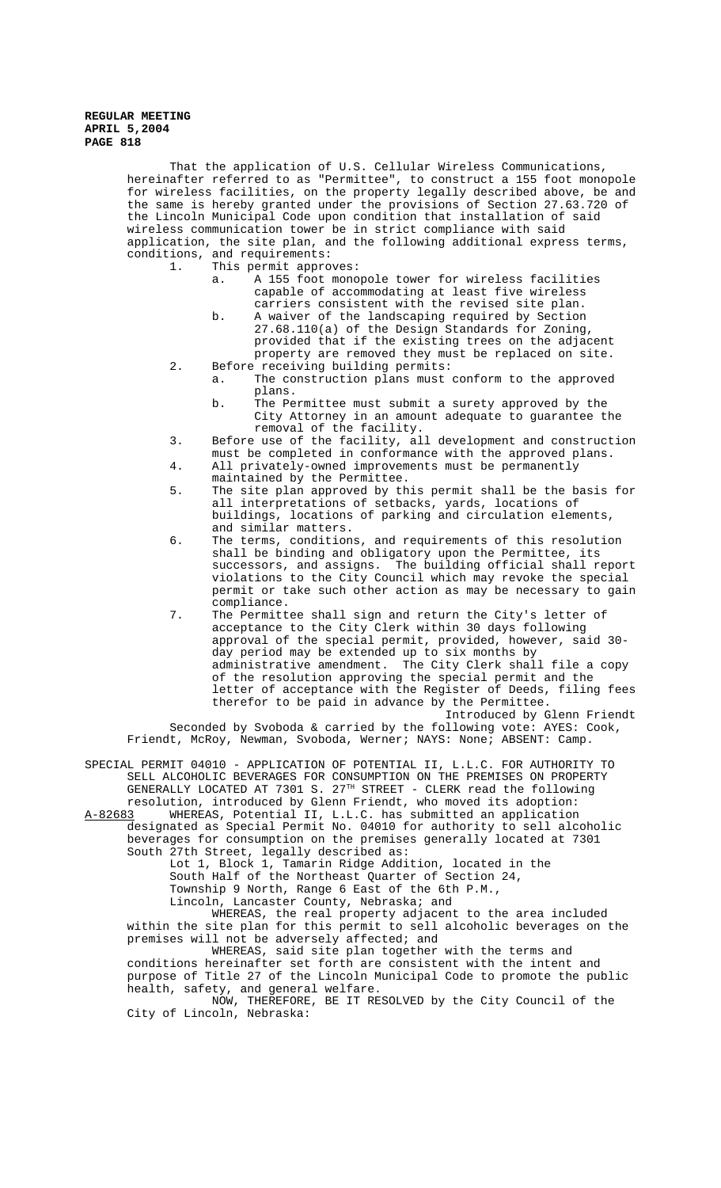That the application of U.S. Cellular Wireless Communications, hereinafter referred to as "Permittee", to construct a 155 foot monopole for wireless facilities, on the property legally described above, be and the same is hereby granted under the provisions of Section 27.63.720 of the Lincoln Municipal Code upon condition that installation of said wireless communication tower be in strict compliance with said application, the site plan, and the following additional express terms, conditions, and requirements:

1. This permit approves:
   a. A 155 foot monopole tower for wireless facilities capable of accommodating at least five wireless carriers consistent with the revised site plan.
   b. A waiver of the landscaping required by Section 27.68.110(a) of the Design Standards for Zoning, provided that if the existing trees on the adjacent property are removed they must be replaced on site.
2. Before receiving building permits:
   a. The construction plans must conform to the approved plans.
   b. The Permittee must submit a surety approved by the City Attorney in an amount adequate to guarantee the removal of the facility.
3. Before use of the facility, all development and construction must be completed in conformance with the approved plans.
4. All privately-owned improvements must be permanently maintained by the Permittee.
5. The site plan approved by this permit shall be the basis for all interpretations of setbacks, yards, locations of buildings, locations of parking and circulation elements, and similar matters.
6. The terms, conditions, and requirements of this resolution shall be binding and obligatory upon the Permittee, its successors, and assigns. The building official shall report violations to the City Council which may revoke the special permit or take such other action as may be necessary to gain compliance.
7. The Permittee shall sign and return the City's letter of acceptance to the City Clerk within 30 days following approval of the special permit, provided, however, said 30-day period may be extended up to six months by administrative amendment. The City Clerk shall file a copy of the resolution approving the special permit and the letter of acceptance with the Register of Deeds, filing fees therefor to be paid in advance by the Permittee.

Introduced by Glenn Friendt

Seconded by Svoboda & carried by the following vote: AYES: Cook, Friendt, McRoy, Newman, Svoboda, Werner; NAYS: None; ABSENT: Camp.

SPECIAL PERMIT 04010 - APPLICATION OF POTENTIAL II, L.L.C. FOR AUTHORITY TO SELL ALCOHOLIC BEVERAGES FOR CONSUMPTION ON THE PREMISES ON PROPERTY GENERALLY LOCATED AT 7301 S. 27TH STREET - CLERK read the following resolution, introduced by Glenn Friendt, who moved its adoption:

A-82683 WHEREAS, Potential II, L.L.C. has submitted an application designated as Special Permit No. 04010 for authority to sell alcoholic beverages for consumption on the premises generally located at 7301 South 27th Street, legally described as:

Lot 1, Block 1, Tamarin Ridge Addition, located in the South Half of the Northeast Quarter of Section 24, Township 9 North, Range 6 East of the 6th P.M., Lincoln, Lancaster County, Nebraska; and

WHEREAS, the real property adjacent to the area included within the site plan for this permit to sell alcoholic beverages on the premises will not be adversely affected; and

WHEREAS, said site plan together with the terms and conditions hereinafter set forth are consistent with the intent and purpose of Title 27 of the Lincoln Municipal Code to promote the public health, safety, and general welfare.

NOW, THEREFORE, BE IT RESOLVED by the City Council of the City of Lincoln, Nebraska: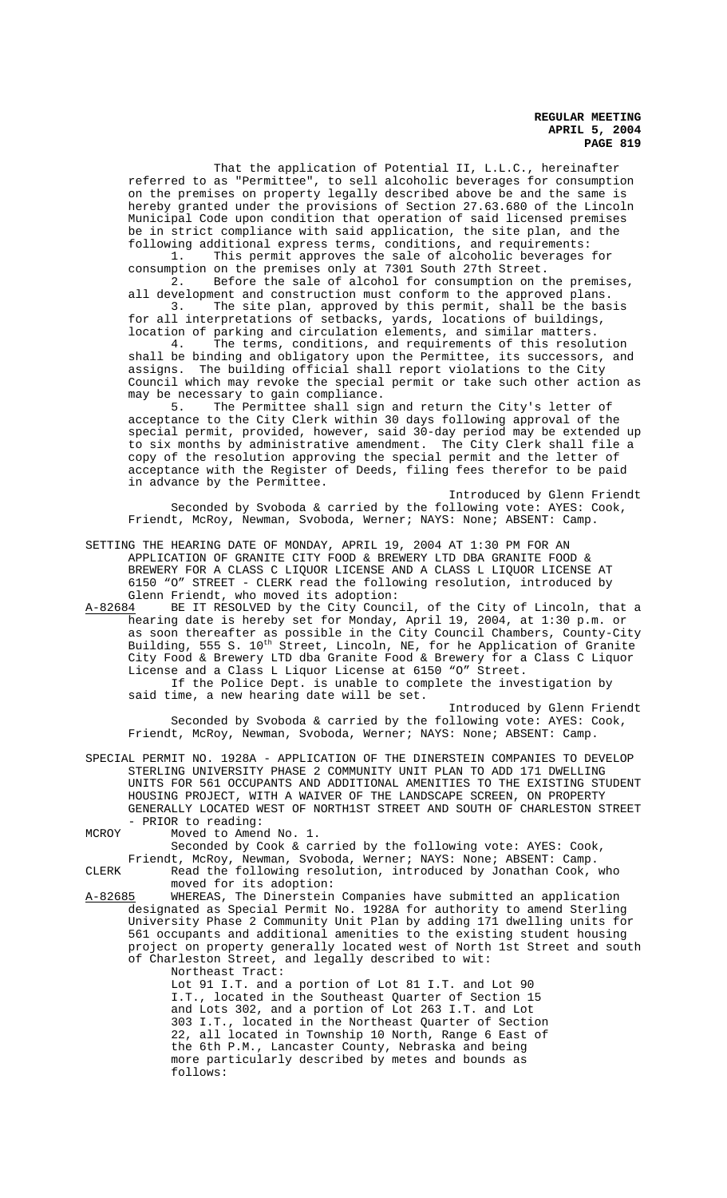That the application of Potential II, L.L.C., hereinafter referred to as "Permittee", to sell alcoholic beverages for consumption on the premises on property legally described above be and the same is hereby granted under the provisions of Section 27.63.680 of the Lincoln Municipal Code upon condition that operation of said licensed premises be in strict compliance with said application, the site plan, and the following additional express terms, conditions, and requirements:

1. This permit approves the sale of alcoholic beverages for consumption on the premises only at 7301 South 27th Street.
2. Before the sale of alcohol for consumption on the premises, all development and construction must conform to the approved plans.
3. The site plan, approved by this permit, shall be the basis for all interpretations of setbacks, yards, locations of buildings, location of parking and circulation elements, and similar matters.
4. The terms, conditions, and requirements of this resolution shall be binding and obligatory upon the Permittee, its successors, and assigns. The building official shall report violations to the City Council which may revoke the special permit or take such other action as may be necessary to gain compliance.
5. The Permittee shall sign and return the City's letter of acceptance to the City Clerk within 30 days following approval of the special permit, provided, however, said 30-day period may be extended up to six months by administrative amendment. The City Clerk shall file a copy of the resolution approving the special permit and the letter of acceptance with the Register of Deeds, filing fees therefor to be paid in advance by the Permittee.

Introduced by Glenn Friendt

Seconded by Svoboda & carried by the following vote: AYES: Cook, Friendt, McRoy, Newman, Svoboda, Werner; NAYS: None; ABSENT: Camp.

SETTING THE HEARING DATE OF MONDAY, APRIL 19, 2004 AT 1:30 PM FOR AN APPLICATION OF GRANITE CITY FOOD & BREWERY LTD DBA GRANITE FOOD & BREWERY FOR A CLASS C LIQUOR LICENSE AND A CLASS L LIQUOR LICENSE AT 6150 "O" STREET - CLERK read the following resolution, introduced by Glenn Friendt, who moved its adoption:

A-82684 BE IT RESOLVED by the City Council, of the City of Lincoln, that a hearing date is hereby set for Monday, April 19, 2004, at 1:30 p.m. or as soon thereafter as possible in the City Council Chambers, County-City Building, 555 S. 10th Street, Lincoln, NE, for he Application of Granite City Food & Brewery LTD dba Granite Food & Brewery for a Class C Liquor License and a Class L Liquor License at 6150 "O" Street.

If the Police Dept. is unable to complete the investigation by said time, a new hearing date will be set.

Introduced by Glenn Friendt

Seconded by Svoboda & carried by the following vote: AYES: Cook, Friendt, McRoy, Newman, Svoboda, Werner; NAYS: None; ABSENT: Camp.

SPECIAL PERMIT NO. 1928A - APPLICATION OF THE DINERSTEIN COMPANIES TO DEVELOP STERLING UNIVERSITY PHASE 2 COMMUNITY UNIT PLAN TO ADD 171 DWELLING UNITS FOR 561 OCCUPANTS AND ADDITIONAL AMENITIES TO THE EXISTING STUDENT HOUSING PROJECT, WITH A WAIVER OF THE LANDSCAPE SCREEN, ON PROPERTY GENERALLY LOCATED WEST OF NORTH1ST STREET AND SOUTH OF CHARLESTON STREET - PRIOR to reading:

MCROY Moved to Amend No. 1.

Seconded by Cook & carried by the following vote: AYES: Cook, Friendt, McRoy, Newman, Svoboda, Werner; NAYS: None; ABSENT: Camp.

CLERK Read the following resolution, introduced by Jonathan Cook, who moved for its adoption:

A-82685 WHEREAS, The Dinerstein Companies have submitted an application designated as Special Permit No. 1928A for authority to amend Sterling University Phase 2 Community Unit Plan by adding 171 dwelling units for 561 occupants and additional amenities to the existing student housing project on property generally located west of North 1st Street and south of Charleston Street, and legally described to wit:

Northeast Tract:
Lot 91 I.T. and a portion of Lot 81 I.T. and Lot 90 I.T., located in the Southeast Quarter of Section 15 and Lots 302, and a portion of Lot 263 I.T. and Lot 303 I.T., located in the Northeast Quarter of Section 22, all located in Township 10 North, Range 6 East of the 6th P.M., Lancaster County, Nebraska and being more particularly described by metes and bounds as follows: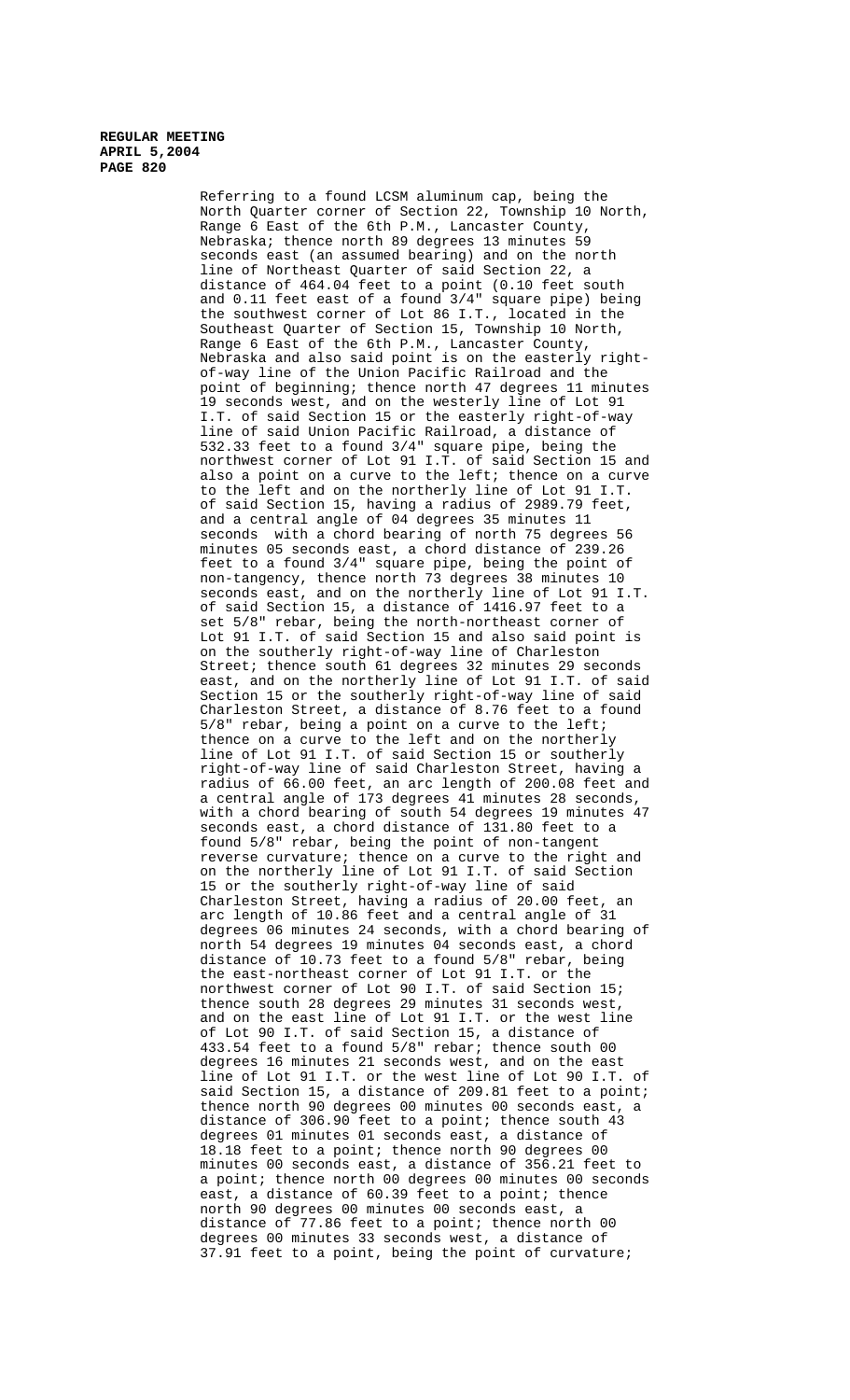Referring to a found LCSM aluminum cap, being the North Quarter corner of Section 22, Township 10 North, Range 6 East of the 6th P.M., Lancaster County, Nebraska; thence north 89 degrees 13 minutes 59 seconds east (an assumed bearing) and on the north line of Northeast Quarter of said Section 22, a distance of 464.04 feet to a point (0.10 feet south and 0.11 feet east of a found 3/4" square pipe) being the southwest corner of Lot 86 I.T., located in the Southeast Quarter of Section 15, Township 10 North, Range 6 East of the 6th P.M., Lancaster County, Nebraska and also said point is on the easterly right-of-way line of the Union Pacific Railroad and the point of beginning; thence north 47 degrees 11 minutes 19 seconds west, and on the westerly line of Lot 91 I.T. of said Section 15 or the easterly right-of-way line of said Union Pacific Railroad, a distance of 532.33 feet to a found 3/4" square pipe, being the northwest corner of Lot 91 I.T. of said Section 15 and also a point on a curve to the left; thence on a curve to the left and on the northerly line of Lot 91 I.T. of said Section 15, having a radius of 2989.79 feet, and a central angle of 04 degrees 35 minutes 11 seconds with a chord bearing of north 75 degrees 56 minutes 05 seconds east, a chord distance of 239.26 feet to a found 3/4" square pipe, being the point of non-tangency, thence north 73 degrees 38 minutes 10 seconds east, and on the northerly line of Lot 91 I.T. of said Section 15, a distance of 1416.97 feet to a set 5/8" rebar, being the north-northeast corner of Lot 91 I.T. of said Section 15 and also said point is on the southerly right-of-way line of Charleston Street; thence south 61 degrees 32 minutes 29 seconds east, and on the northerly line of Lot 91 I.T. of said Section 15 or the southerly right-of-way line of said Charleston Street, a distance of 8.76 feet to a found 5/8" rebar, being a point on a curve to the left; thence on a curve to the left and on the northerly line of Lot 91 I.T. of said Section 15 or southerly right-of-way line of said Charleston Street, having a radius of 66.00 feet, an arc length of 200.08 feet and a central angle of 173 degrees 41 minutes 28 seconds, with a chord bearing of south 54 degrees 19 minutes 47 seconds east, a chord distance of 131.80 feet to a found 5/8" rebar, being the point of non-tangent reverse curvature; thence on a curve to the right and on the northerly line of Lot 91 I.T. of said Section 15 or the southerly right-of-way line of said Charleston Street, having a radius of 20.00 feet, an arc length of 10.86 feet and a central angle of 31 degrees 06 minutes 24 seconds, with a chord bearing of north 54 degrees 19 minutes 04 seconds east, a chord distance of 10.73 feet to a found 5/8" rebar, being the east-northeast corner of Lot 91 I.T. or the northwest corner of Lot 90 I.T. of said Section 15; thence south 28 degrees 29 minutes 31 seconds west, and on the east line of Lot 91 I.T. or the west line of Lot 90 I.T. of said Section 15, a distance of 433.54 feet to a found 5/8" rebar; thence south 00 degrees 16 minutes 21 seconds west, and on the east line of Lot 91 I.T. or the west line of Lot 90 I.T. of said Section 15, a distance of 209.81 feet to a point; thence north 90 degrees 00 minutes 00 seconds east, a distance of 306.90 feet to a point; thence south 43 degrees 01 minutes 01 seconds east, a distance of 18.18 feet to a point; thence north 90 degrees 00 minutes 00 seconds east, a distance of 356.21 feet to a point; thence north 00 degrees 00 minutes 00 seconds east, a distance of 60.39 feet to a point; thence north 90 degrees 00 minutes 00 seconds east, a distance of 77.86 feet to a point; thence north 00 degrees 00 minutes 33 seconds west, a distance of 37.91 feet to a point, being the point of curvature;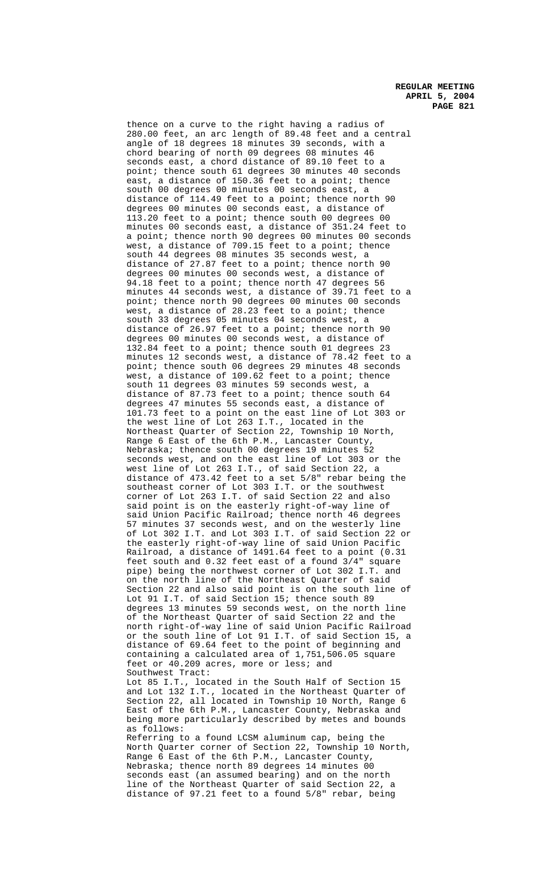thence on a curve to the right having a radius of 280.00 feet, an arc length of 89.48 feet and a central angle of 18 degrees 18 minutes 39 seconds, with a chord bearing of north 09 degrees 08 minutes 46 seconds east, a chord distance of 89.10 feet to a point; thence south 61 degrees 30 minutes 40 seconds east, a distance of 150.36 feet to a point; thence south 00 degrees 00 minutes 00 seconds east, a distance of 114.49 feet to a point; thence north 90 degrees 00 minutes 00 seconds east, a distance of 113.20 feet to a point; thence south 00 degrees 00 minutes 00 seconds east, a distance of 351.24 feet to a point; thence north 90 degrees 00 minutes 00 seconds west, a distance of 709.15 feet to a point; thence south 44 degrees 08 minutes 35 seconds west, a distance of 27.87 feet to a point; thence north 90 degrees 00 minutes 00 seconds west, a distance of 94.18 feet to a point; thence north 47 degrees 56 minutes 44 seconds west, a distance of 39.71 feet to a point; thence north 90 degrees 00 minutes 00 seconds west, a distance of 28.23 feet to a point; thence south 33 degrees 05 minutes 04 seconds west, a distance of 26.97 feet to a point; thence north 90 degrees 00 minutes 00 seconds west, a distance of 132.84 feet to a point; thence south 01 degrees 23 minutes 12 seconds west, a distance of 78.42 feet to a point; thence south 06 degrees 29 minutes 48 seconds west, a distance of 109.62 feet to a point; thence south 11 degrees 03 minutes 59 seconds west, a distance of 87.73 feet to a point; thence south 64 degrees 47 minutes 55 seconds east, a distance of 101.73 feet to a point on the east line of Lot 303 or the west line of Lot 263 I.T., located in the Northeast Quarter of Section 22, Township 10 North, Range 6 East of the 6th P.M., Lancaster County, Nebraska; thence south 00 degrees 19 minutes 52 seconds west, and on the east line of Lot 303 or the west line of Lot 263 I.T., of said Section 22, a distance of 473.42 feet to a set 5/8" rebar being the southeast corner of Lot 303 I.T. or the southwest corner of Lot 263 I.T. of said Section 22 and also said point is on the easterly right-of-way line of said Union Pacific Railroad; thence north 46 degrees 57 minutes 37 seconds west, and on the westerly line of Lot 302 I.T. and Lot 303 I.T. of said Section 22 or the easterly right-of-way line of said Union Pacific Railroad, a distance of 1491.64 feet to a point (0.31 feet south and 0.32 feet east of a found 3/4" square pipe) being the northwest corner of Lot 302 I.T. and on the north line of the Northeast Quarter of said Section 22 and also said point is on the south line of Lot 91 I.T. of said Section 15; thence south 89 degrees 13 minutes 59 seconds west, on the north line of the Northeast Quarter of said Section 22 and the north right-of-way line of said Union Pacific Railroad or the south line of Lot 91 I.T. of said Section 15, a distance of 69.64 feet to the point of beginning and containing a calculated area of 1,751,506.05 square feet or 40.209 acres, more or less; and

Southwest Tract:

Lot 85 I.T., located in the South Half of Section 15 and Lot 132 I.T., located in the Northeast Quarter of Section 22, all located in Township 10 North, Range 6 East of the 6th P.M., Lancaster County, Nebraska and being more particularly described by metes and bounds as follows:

Referring to a found LCSM aluminum cap, being the North Quarter corner of Section 22, Township 10 North, Range 6 East of the 6th P.M., Lancaster County, Nebraska; thence north 89 degrees 14 minutes 00 seconds east (an assumed bearing) and on the north line of the Northeast Quarter of said Section 22, a distance of 97.21 feet to a found 5/8" rebar, being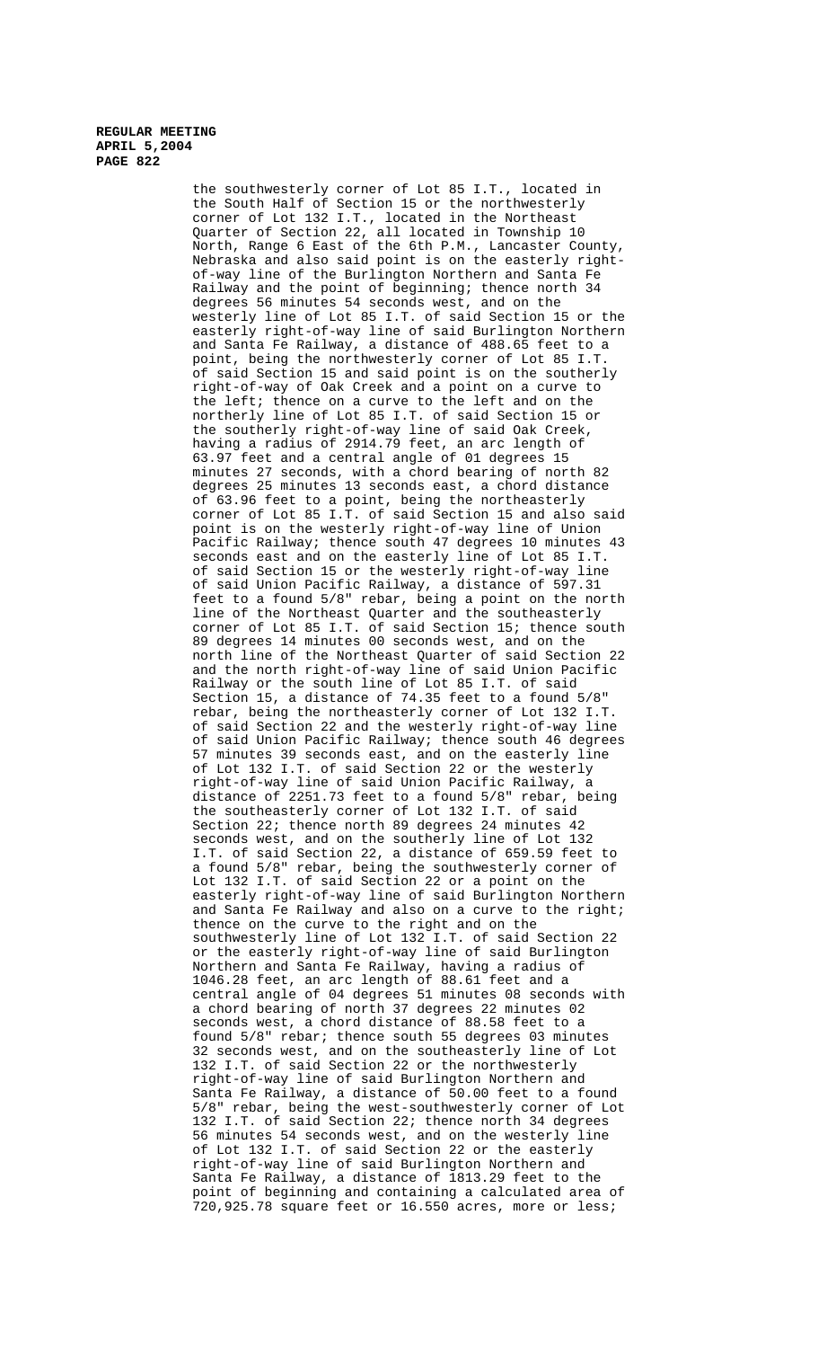the southwesterly corner of Lot 85 I.T., located in the South Half of Section 15 or the northwesterly corner of Lot 132 I.T., located in the Northeast Quarter of Section 22, all located in Township 10 North, Range 6 East of the 6th P.M., Lancaster County, Nebraska and also said point is on the easterly right-of-way line of the Burlington Northern and Santa Fe Railway and the point of beginning; thence north 34 degrees 56 minutes 54 seconds west, and on the westerly line of Lot 85 I.T. of said Section 15 or the easterly right-of-way line of said Burlington Northern and Santa Fe Railway, a distance of 488.65 feet to a point, being the northwesterly corner of Lot 85 I.T. of said Section 15 and said point is on the southerly right-of-way of Oak Creek and a point on a curve to the left; thence on a curve to the left and on the northerly line of Lot 85 I.T. of said Section 15 or the southerly right-of-way line of said Oak Creek, having a radius of 2914.79 feet, an arc length of 63.97 feet and a central angle of 01 degrees 15 minutes 27 seconds, with a chord bearing of north 82 degrees 25 minutes 13 seconds east, a chord distance of 63.96 feet to a point, being the northeasterly corner of Lot 85 I.T. of said Section 15 and also said point is on the westerly right-of-way line of Union Pacific Railway; thence south 47 degrees 10 minutes 43 seconds east and on the easterly line of Lot 85 I.T. of said Section 15 or the westerly right-of-way line of said Union Pacific Railway, a distance of 597.31 feet to a found 5/8" rebar, being a point on the north line of the Northeast Quarter and the southeasterly corner of Lot 85 I.T. of said Section 15; thence south 89 degrees 14 minutes 00 seconds west, and on the north line of the Northeast Quarter of said Section 22 and the north right-of-way line of said Union Pacific Railway or the south line of Lot 85 I.T. of said Section 15, a distance of 74.35 feet to a found 5/8" rebar, being the northeasterly corner of Lot 132 I.T. of said Section 22 and the westerly right-of-way line of said Union Pacific Railway; thence south 46 degrees 57 minutes 39 seconds east, and on the easterly line of Lot 132 I.T. of said Section 22 or the westerly right-of-way line of said Union Pacific Railway, a distance of 2251.73 feet to a found 5/8" rebar, being the southeasterly corner of Lot 132 I.T. of said Section 22; thence north 89 degrees 24 minutes 42 seconds west, and on the southerly line of Lot 132 I.T. of said Section 22, a distance of 659.59 feet to a found 5/8" rebar, being the southwesterly corner of Lot 132 I.T. of said Section 22 or a point on the easterly right-of-way line of said Burlington Northern and Santa Fe Railway and also on a curve to the right; thence on the curve to the right and on the southwesterly line of Lot 132 I.T. of said Section 22 or the easterly right-of-way line of said Burlington Northern and Santa Fe Railway, having a radius of 1046.28 feet, an arc length of 88.61 feet and a central angle of 04 degrees 51 minutes 08 seconds with a chord bearing of north 37 degrees 22 minutes 02 seconds west, a chord distance of 88.58 feet to a found 5/8" rebar; thence south 55 degrees 03 minutes 32 seconds west, and on the southeasterly line of Lot 132 I.T. of said Section 22 or the northwesterly right-of-way line of said Burlington Northern and Santa Fe Railway, a distance of 50.00 feet to a found 5/8" rebar, being the west-southwesterly corner of Lot 132 I.T. of said Section 22; thence north 34 degrees 56 minutes 54 seconds west, and on the westerly line of Lot 132 I.T. of said Section 22 or the easterly right-of-way line of said Burlington Northern and Santa Fe Railway, a distance of 1813.29 feet to the point of beginning and containing a calculated area of 720,925.78 square feet or 16.550 acres, more or less;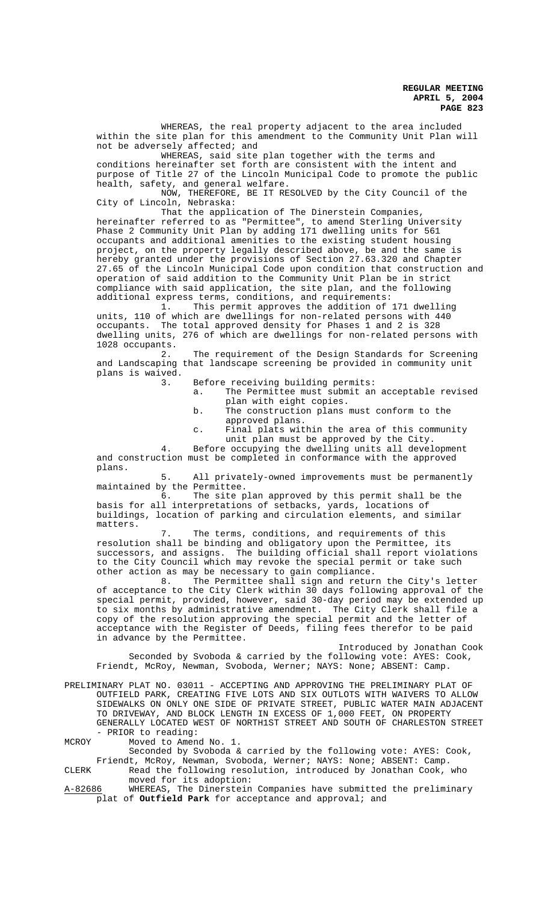WHEREAS, the real property adjacent to the area included within the site plan for this amendment to the Community Unit Plan will not be adversely affected; and

WHEREAS, said site plan together with the terms and conditions hereinafter set forth are consistent with the intent and purpose of Title 27 of the Lincoln Municipal Code to promote the public health, safety, and general welfare.

NOW, THEREFORE, BE IT RESOLVED by the City Council of the City of Lincoln, Nebraska:

That the application of The Dinerstein Companies, hereinafter referred to as "Permittee", to amend Sterling University Phase 2 Community Unit Plan by adding 171 dwelling units for 561 occupants and additional amenities to the existing student housing project, on the property legally described above, be and the same is hereby granted under the provisions of Section 27.63.320 and Chapter 27.65 of the Lincoln Municipal Code upon condition that construction and operation of said addition to the Community Unit Plan be in strict compliance with said application, the site plan, and the following additional express terms, conditions, and requirements:

1. This permit approves the addition of 171 dwelling units, 110 of which are dwellings for non-related persons with 440 occupants. The total approved density for Phases 1 and 2 is 328 dwelling units, 276 of which are dwellings for non-related persons with 1028 occupants.

2. The requirement of the Design Standards for Screening and Landscaping that landscape screening be provided in community unit plans is waived.

3. Before receiving building permits:
   a. The Permittee must submit an acceptable revised plan with eight copies.
   b. The construction plans must conform to the approved plans.
   c. Final plats within the area of this community unit plan must be approved by the City.

4. Before occupying the dwelling units all development and construction must be completed in conformance with the approved plans.

5. All privately-owned improvements must be permanently maintained by the Permittee.

6. The site plan approved by this permit shall be the basis for all interpretations of setbacks, yards, locations of buildings, location of parking and circulation elements, and similar matters.

7. The terms, conditions, and requirements of this resolution shall be binding and obligatory upon the Permittee, its successors, and assigns. The building official shall report violations to the City Council which may revoke the special permit or take such other action as may be necessary to gain compliance.

8. The Permittee shall sign and return the City's letter of acceptance to the City Clerk within 30 days following approval of the special permit, provided, however, said 30-day period may be extended up to six months by administrative amendment. The City Clerk shall file a copy of the resolution approving the special permit and the letter of acceptance with the Register of Deeds, filing fees therefor to be paid in advance by the Permittee.

Introduced by Jonathan Cook

Seconded by Svoboda & carried by the following vote: AYES: Cook, Friendt, McRoy, Newman, Svoboda, Werner; NAYS: None; ABSENT: Camp.

PRELIMINARY PLAT NO. 03011 - ACCEPTING AND APPROVING THE PRELIMINARY PLAT OF OUTFIELD PARK, CREATING FIVE LOTS AND SIX OUTLOTS WITH WAIVERS TO ALLOW SIDEWALKS ON ONLY ONE SIDE OF PRIVATE STREET, PUBLIC WATER MAIN ADJACENT TO DRIVEWAY, AND BLOCK LENGTH IN EXCESS OF 1,000 FEET, ON PROPERTY GENERALLY LOCATED WEST OF NORTH1ST STREET AND SOUTH OF CHARLESTON STREET - PRIOR to reading:

MCROY Moved to Amend No. 1.

Seconded by Svoboda & carried by the following vote: AYES: Cook, Friendt, McRoy, Newman, Svoboda, Werner; NAYS: None; ABSENT: Camp.

CLERK Read the following resolution, introduced by Jonathan Cook, who moved for its adoption:

A-82686 WHEREAS, The Dinerstein Companies have submitted the preliminary plat of **Outfield Park** for acceptance and approval; and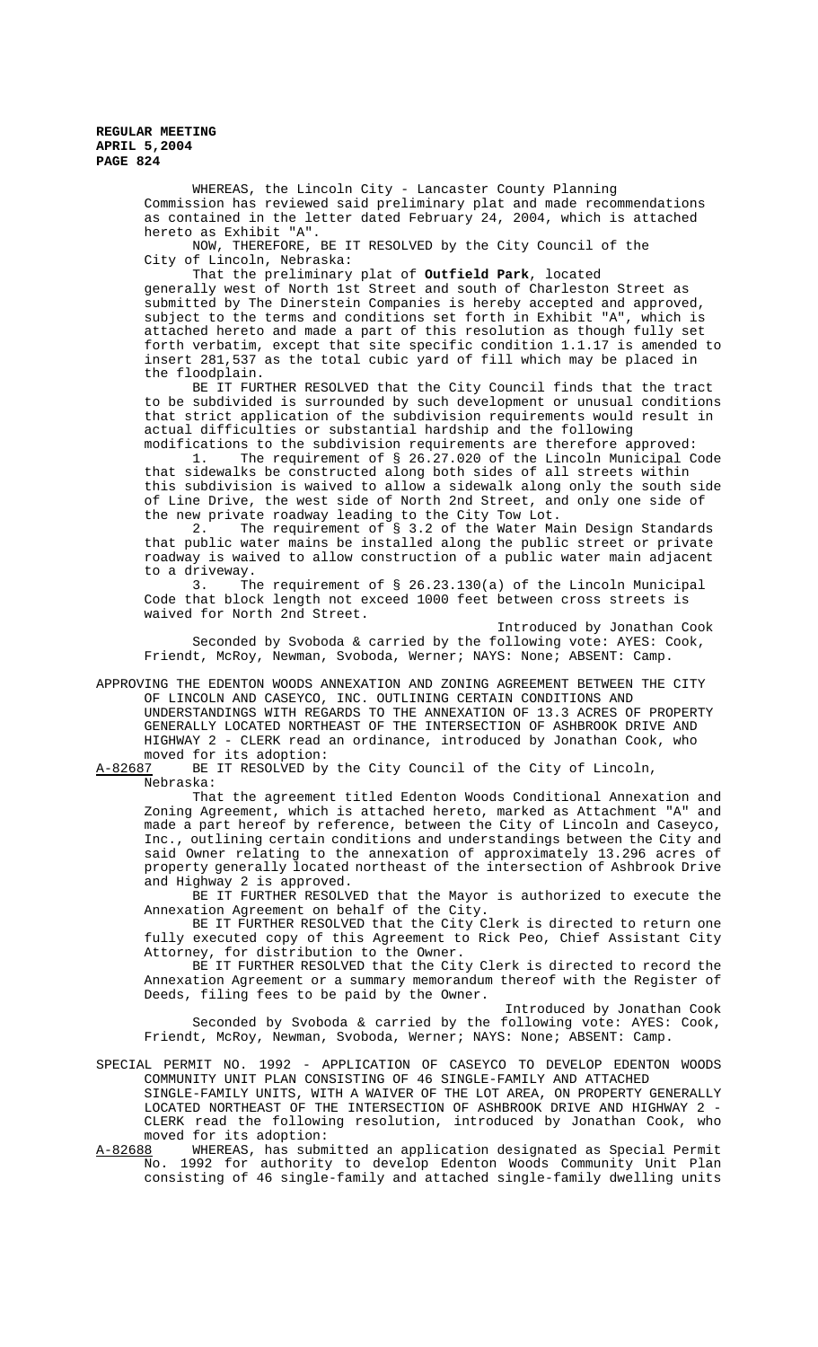WHEREAS, the Lincoln City - Lancaster County Planning Commission has reviewed said preliminary plat and made recommendations as contained in the letter dated February 24, 2004, which is attached hereto as Exhibit "A".

NOW, THEREFORE, BE IT RESOLVED by the City Council of the City of Lincoln, Nebraska:

That the preliminary plat of **Outfield Park**, located generally west of North 1st Street and south of Charleston Street as submitted by The Dinerstein Companies is hereby accepted and approved, subject to the terms and conditions set forth in Exhibit "A", which is attached hereto and made a part of this resolution as though fully set forth verbatim, except that site specific condition 1.1.17 is amended to insert 281,537 as the total cubic yard of fill which may be placed in the floodplain.

BE IT FURTHER RESOLVED that the City Council finds that the tract to be subdivided is surrounded by such development or unusual conditions that strict application of the subdivision requirements would result in actual difficulties or substantial hardship and the following modifications to the subdivision requirements are therefore approved:

1. The requirement of § 26.27.020 of the Lincoln Municipal Code that sidewalks be constructed along both sides of all streets within this subdivision is waived to allow a sidewalk along only the south side of Line Drive, the west side of North 2nd Street, and only one side of the new private roadway leading to the City Tow Lot.
2. The requirement of § 3.2 of the Water Main Design Standards that public water mains be installed along the public street or private roadway is waived to allow construction of a public water main adjacent to a driveway.
3. The requirement of § 26.23.130(a) of the Lincoln Municipal Code that block length not exceed 1000 feet between cross streets is waived for North 2nd Street.

Introduced by Jonathan Cook

Seconded by Svoboda & carried by the following vote: AYES: Cook, Friendt, McRoy, Newman, Svoboda, Werner; NAYS: None; ABSENT: Camp.

APPROVING THE EDENTON WOODS ANNEXATION AND ZONING AGREEMENT BETWEEN THE CITY OF LINCOLN AND CASEYCO, INC. OUTLINING CERTAIN CONDITIONS AND UNDERSTANDINGS WITH REGARDS TO THE ANNEXATION OF 13.3 ACRES OF PROPERTY GENERALLY LOCATED NORTHEAST OF THE INTERSECTION OF ASHBROOK DRIVE AND HIGHWAY 2 - CLERK read an ordinance, introduced by Jonathan Cook, who moved for its adoption:

A-82687 BE IT RESOLVED by the City Council of the City of Lincoln, Nebraska:

That the agreement titled Edenton Woods Conditional Annexation and Zoning Agreement, which is attached hereto, marked as Attachment "A" and made a part hereof by reference, between the City of Lincoln and Caseyco, Inc., outlining certain conditions and understandings between the City and said Owner relating to the annexation of approximately 13.296 acres of property generally located northeast of the intersection of Ashbrook Drive and Highway 2 is approved.

BE IT FURTHER RESOLVED that the Mayor is authorized to execute the Annexation Agreement on behalf of the City.

BE IT FURTHER RESOLVED that the City Clerk is directed to return one fully executed copy of this Agreement to Rick Peo, Chief Assistant City Attorney, for distribution to the Owner.

BE IT FURTHER RESOLVED that the City Clerk is directed to record the Annexation Agreement or a summary memorandum thereof with the Register of Deeds, filing fees to be paid by the Owner.

Introduced by Jonathan Cook

Seconded by Svoboda & carried by the following vote: AYES: Cook, Friendt, McRoy, Newman, Svoboda, Werner; NAYS: None; ABSENT: Camp.

SPECIAL PERMIT NO. 1992 - APPLICATION OF CASEYCO TO DEVELOP EDENTON WOODS COMMUNITY UNIT PLAN CONSISTING OF 46 SINGLE-FAMILY AND ATTACHED SINGLE-FAMILY UNITS, WITH A WAIVER OF THE LOT AREA, ON PROPERTY GENERALLY LOCATED NORTHEAST OF THE INTERSECTION OF ASHBROOK DRIVE AND HIGHWAY 2 - CLERK read the following resolution, introduced by Jonathan Cook, who moved for its adoption:

A-82688 WHEREAS, has submitted an application designated as Special Permit No. 1992 for authority to develop Edenton Woods Community Unit Plan consisting of 46 single-family and attached single-family dwelling units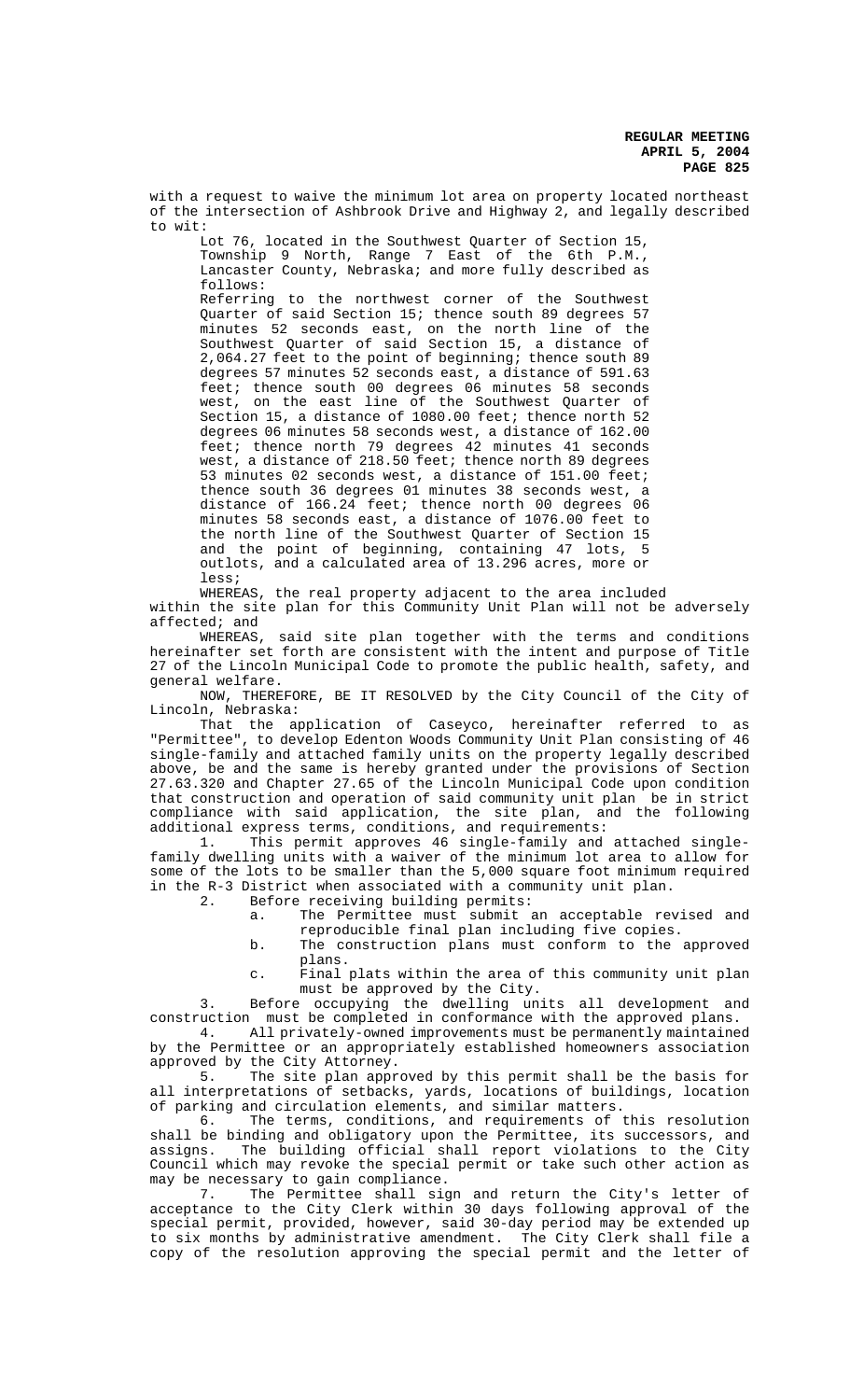with a request to waive the minimum lot area on property located northeast of the intersection of Ashbrook Drive and Highway 2, and legally described to wit:

Lot 76, located in the Southwest Quarter of Section 15, Township 9 North, Range 7 East of the 6th P.M., Lancaster County, Nebraska; and more fully described as follows:

Referring to the northwest corner of the Southwest Quarter of said Section 15; thence south 89 degrees 57 minutes 52 seconds east, on the north line of the Southwest Quarter of said Section 15, a distance of 2,064.27 feet to the point of beginning; thence south 89 degrees 57 minutes 52 seconds east, a distance of 591.63 feet; thence south 00 degrees 06 minutes 58 seconds west, on the east line of the Southwest Quarter of Section 15, a distance of 1080.00 feet; thence north 52 degrees 06 minutes 58 seconds west, a distance of 162.00 feet; thence north 79 degrees 42 minutes 41 seconds west, a distance of 218.50 feet; thence north 89 degrees 53 minutes 02 seconds west, a distance of 151.00 feet; thence south 36 degrees 01 minutes 38 seconds west, a distance of 166.24 feet; thence north 00 degrees 06 minutes 58 seconds east, a distance of 1076.00 feet to the north line of the Southwest Quarter of Section 15 and the point of beginning, containing 47 lots, 5 outlots, and a calculated area of 13.296 acres, more or less;

WHEREAS, the real property adjacent to the area included within the site plan for this Community Unit Plan will not be adversely affected; and

WHEREAS, said site plan together with the terms and conditions hereinafter set forth are consistent with the intent and purpose of Title 27 of the Lincoln Municipal Code to promote the public health, safety, and general welfare.

NOW, THEREFORE, BE IT RESOLVED by the City Council of the City of Lincoln, Nebraska:

That the application of Caseyco, hereinafter referred to as "Permittee", to develop Edenton Woods Community Unit Plan consisting of 46 single-family and attached family units on the property legally described above, be and the same is hereby granted under the provisions of Section 27.63.320 and Chapter 27.65 of the Lincoln Municipal Code upon condition that construction and operation of said community unit plan be in strict compliance with said application, the site plan, and the following additional express terms, conditions, and requirements:

1. This permit approves 46 single-family and attached single-family dwelling units with a waiver of the minimum lot area to allow for some of the lots to be smaller than the 5,000 square foot minimum required in the R-3 District when associated with a community unit plan.

2. Before receiving building permits:

   a. The Permittee must submit an acceptable revised and reproducible final plan including five copies.

   b. The construction plans must conform to the approved plans.

   c. Final plats within the area of this community unit plan must be approved by the City.

3. Before occupying the dwelling units all development and construction must be completed in conformance with the approved plans.

4. All privately-owned improvements must be permanently maintained by the Permittee or an appropriately established homeowners association approved by the City Attorney.

5. The site plan approved by this permit shall be the basis for all interpretations of setbacks, yards, locations of buildings, location of parking and circulation elements, and similar matters.

6. The terms, conditions, and requirements of this resolution shall be binding and obligatory upon the Permittee, its successors, and assigns. The building official shall report violations to the City Council which may revoke the special permit or take such other action as may be necessary to gain compliance.

7. The Permittee shall sign and return the City's letter of acceptance to the City Clerk within 30 days following approval of the special permit, provided, however, said 30-day period may be extended up to six months by administrative amendment. The City Clerk shall file a copy of the resolution approving the special permit and the letter of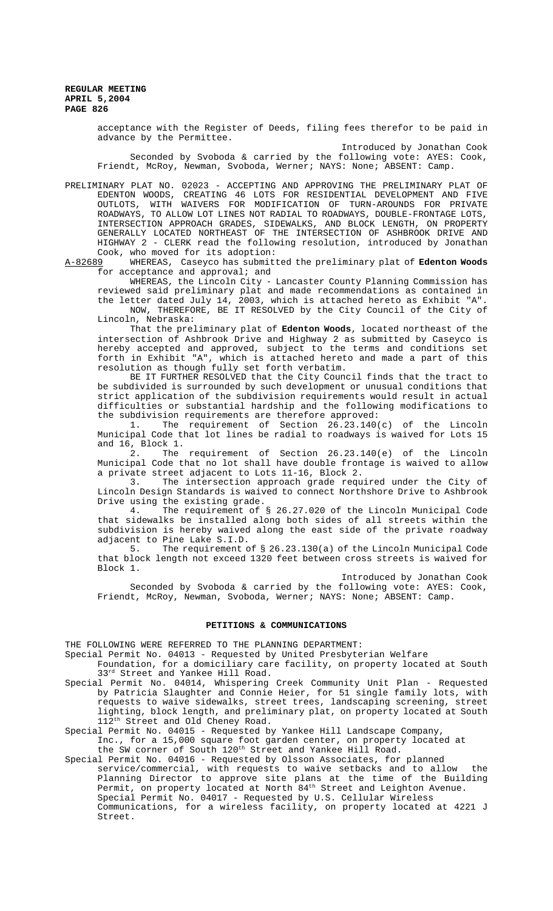acceptance with the Register of Deeds, filing fees therefor to be paid in advance by the Permittee.

Introduced by Jonathan Cook

Seconded by Svoboda & carried by the following vote: AYES: Cook, Friendt, McRoy, Newman, Svoboda, Werner; NAYS: None; ABSENT: Camp.

PRELIMINARY PLAT NO. 02023 - ACCEPTING AND APPROVING THE PRELIMINARY PLAT OF EDENTON WOODS, CREATING 46 LOTS FOR RESIDENTIAL DEVELOPMENT AND FIVE OUTLOTS, WITH WAIVERS FOR MODIFICATION OF TURN-AROUNDS FOR PRIVATE ROADWAYS, TO ALLOW LOT LINES NOT RADIAL TO ROADWAYS, DOUBLE-FRONTAGE LOTS, INTERSECTION APPROACH GRADES, SIDEWALKS, AND BLOCK LENGTH, ON PROPERTY GENERALLY LOCATED NORTHEAST OF THE INTERSECTION OF ASHBROOK DRIVE AND HIGHWAY 2 - CLERK read the following resolution, introduced by Jonathan Cook, who moved for its adoption:

A-82689 WHEREAS, Caseyco has submitted the preliminary plat of **Edenton Woods** for acceptance and approval; and

WHEREAS, the Lincoln City - Lancaster County Planning Commission has reviewed said preliminary plat and made recommendations as contained in the letter dated July 14, 2003, which is attached hereto as Exhibit "A".

NOW, THEREFORE, BE IT RESOLVED by the City Council of the City of Lincoln, Nebraska:

That the preliminary plat of **Edenton Woods**, located northeast of the intersection of Ashbrook Drive and Highway 2 as submitted by Caseyco is hereby accepted and approved, subject to the terms and conditions set forth in Exhibit "A", which is attached hereto and made a part of this resolution as though fully set forth verbatim.

BE IT FURTHER RESOLVED that the City Council finds that the tract to be subdivided is surrounded by such development or unusual conditions that strict application of the subdivision requirements would result in actual difficulties or substantial hardship and the following modifications to the subdivision requirements are therefore approved:

1. The requirement of Section 26.23.140(c) of the Lincoln Municipal Code that lot lines be radial to roadways is waived for Lots 15 and 16, Block 1.
2. The requirement of Section 26.23.140(e) of the Lincoln Municipal Code that no lot shall have double frontage is waived to allow a private street adjacent to Lots 11-16, Block 2.
3. The intersection approach grade required under the City of Lincoln Design Standards is waived to connect Northshore Drive to Ashbrook Drive using the existing grade.
4. The requirement of § 26.27.020 of the Lincoln Municipal Code that sidewalks be installed along both sides of all streets within the subdivision is hereby waived along the east side of the private roadway adjacent to Pine Lake S.I.D.
5. The requirement of § 26.23.130(a) of the Lincoln Municipal Code that block length not exceed 1320 feet between cross streets is waived for Block 1.

Introduced by Jonathan Cook

Seconded by Svoboda & carried by the following vote: AYES: Cook, Friendt, McRoy, Newman, Svoboda, Werner; NAYS: None; ABSENT: Camp.

## PETITIONS & COMMUNICATIONS

THE FOLLOWING WERE REFERRED TO THE PLANNING DEPARTMENT:

Special Permit No. 04013 - Requested by United Presbyterian Welfare Foundation, for a domiciliary care facility, on property located at South 33rd Street and Yankee Hill Road.

Special Permit No. 04014, Whispering Creek Community Unit Plan - Requested by Patricia Slaughter and Connie Heier, for 51 single family lots, with requests to waive sidewalks, street trees, landscaping screening, street lighting, block length, and preliminary plat, on property located at South 112th Street and Old Cheney Road.

Special Permit No. 04015 - Requested by Yankee Hill Landscape Company, Inc., for a 15,000 square foot garden center, on property located at the SW corner of South 120th Street and Yankee Hill Road.

Special Permit No. 04016 - Requested by Olsson Associates, for planned service/commercial, with requests to waive setbacks and to allow the Planning Director to approve site plans at the time of the Building Permit, on property located at North 84th Street and Leighton Avenue.

Special Permit No. 04017 - Requested by U.S. Cellular Wireless Communications, for a wireless facility, on property located at 4221 J Street.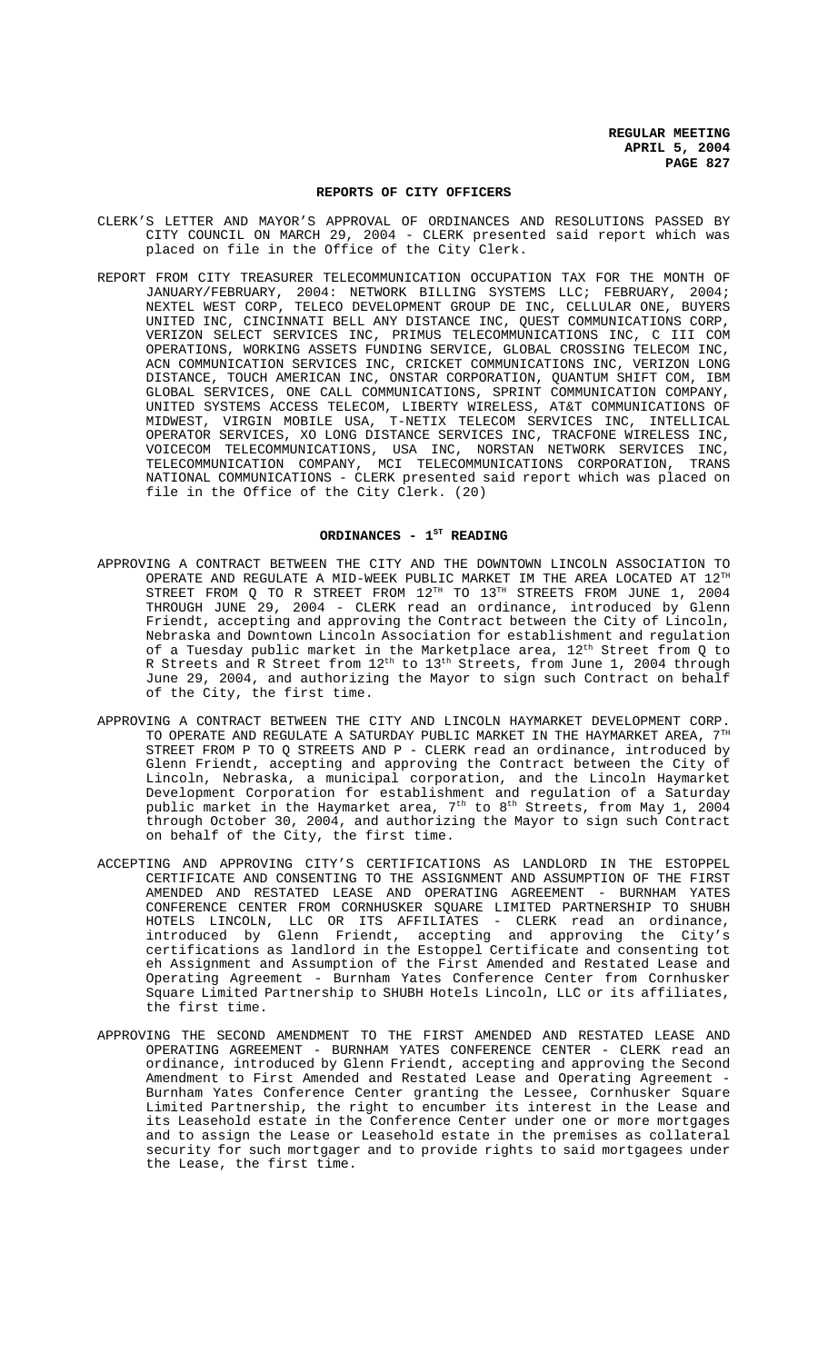## REPORTS OF CITY OFFICERS

CLERK'S LETTER AND MAYOR'S APPROVAL OF ORDINANCES AND RESOLUTIONS PASSED BY CITY COUNCIL ON MARCH 29, 2004 - CLERK presented said report which was placed on file in the Office of the City Clerk.

REPORT FROM CITY TREASURER TELECOMMUNICATION OCCUPATION TAX FOR THE MONTH OF JANUARY/FEBRUARY, 2004: NETWORK BILLING SYSTEMS LLC; FEBRUARY, 2004; NEXTEL WEST CORP, TELECO DEVELOPMENT GROUP DE INC, CELLULAR ONE, BUYERS UNITED INC, CINCINNATI BELL ANY DISTANCE INC, QUEST COMMUNICATIONS CORP, VERIZON SELECT SERVICES INC, PRIMUS TELECOMMUNICATIONS INC, C III COM OPERATIONS, WORKING ASSETS FUNDING SERVICE, GLOBAL CROSSING TELECOM INC, ACN COMMUNICATION SERVICES INC, CRICKET COMMUNICATIONS INC, VERIZON LONG DISTANCE, TOUCH AMERICAN INC, ONSTAR CORPORATION, QUANTUM SHIFT COM, IBM GLOBAL SERVICES, ONE CALL COMMUNICATIONS, SPRINT COMMUNICATION COMPANY, UNITED SYSTEMS ACCESS TELECOM, LIBERTY WIRELESS, AT&T COMMUNICATIONS OF MIDWEST, VIRGIN MOBILE USA, T-NETIX TELECOM SERVICES INC, INTELLICAL OPERATOR SERVICES, XO LONG DISTANCE SERVICES INC, TRACFONE WIRELESS INC, VOICECOM TELECOMMUNICATIONS, USA INC, NORSTAN NETWORK SERVICES INC, TELECOMMUNICATION COMPANY, MCI TELECOMMUNICATIONS CORPORATION, TRANS NATIONAL COMMUNICATIONS - CLERK presented said report which was placed on file in the Office of the City Clerk. (20)

## ORDINANCES - 1ST READING

APPROVING A CONTRACT BETWEEN THE CITY AND THE DOWNTOWN LINCOLN ASSOCIATION TO OPERATE AND REGULATE A MID-WEEK PUBLIC MARKET IM THE AREA LOCATED AT 12TH STREET FROM Q TO R STREET FROM 12TH TO 13TH STREETS FROM JUNE 1, 2004 THROUGH JUNE 29, 2004 - CLERK read an ordinance, introduced by Glenn Friendt, accepting and approving the Contract between the City of Lincoln, Nebraska and Downtown Lincoln Association for establishment and regulation of a Tuesday public market in the Marketplace area, 12th Street from Q to R Streets and R Street from 12th to 13th Streets, from June 1, 2004 through June 29, 2004, and authorizing the Mayor to sign such Contract on behalf of the City, the first time.

APPROVING A CONTRACT BETWEEN THE CITY AND LINCOLN HAYMARKET DEVELOPMENT CORP. TO OPERATE AND REGULATE A SATURDAY PUBLIC MARKET IN THE HAYMARKET AREA, 7TH STREET FROM P TO Q STREETS AND P - CLERK read an ordinance, introduced by Glenn Friendt, accepting and approving the Contract between the City of Lincoln, Nebraska, a municipal corporation, and the Lincoln Haymarket Development Corporation for establishment and regulation of a Saturday public market in the Haymarket area, 7th to 8th Streets, from May 1, 2004 through October 30, 2004, and authorizing the Mayor to sign such Contract on behalf of the City, the first time.

ACCEPTING AND APPROVING CITY'S CERTIFICATIONS AS LANDLORD IN THE ESTOPPEL CERTIFICATE AND CONSENTING TO THE ASSIGNMENT AND ASSUMPTION OF THE FIRST AMENDED AND RESTATED LEASE AND OPERATING AGREEMENT - BURNHAM YATES CONFERENCE CENTER FROM CORNHUSKER SQUARE LIMITED PARTNERSHIP TO SHUBH HOTELS LINCOLN, LLC OR ITS AFFILIATES - CLERK read an ordinance, introduced by Glenn Friendt, accepting and approving the City's certifications as landlord in the Estoppel Certificate and consenting tot eh Assignment and Assumption of the First Amended and Restated Lease and Operating Agreement - Burnham Yates Conference Center from Cornhusker Square Limited Partnership to SHUBH Hotels Lincoln, LLC or its affiliates, the first time.

APPROVING THE SECOND AMENDMENT TO THE FIRST AMENDED AND RESTATED LEASE AND OPERATING AGREEMENT - BURNHAM YATES CONFERENCE CENTER - CLERK read an ordinance, introduced by Glenn Friendt, accepting and approving the Second Amendment to First Amended and Restated Lease and Operating Agreement - Burnham Yates Conference Center granting the Lessee, Cornhusker Square Limited Partnership, the right to encumber its interest in the Lease and its Leasehold estate in the Conference Center under one or more mortgages and to assign the Lease or Leasehold estate in the premises as collateral security for such mortgager and to provide rights to said mortgagees under the Lease, the first time.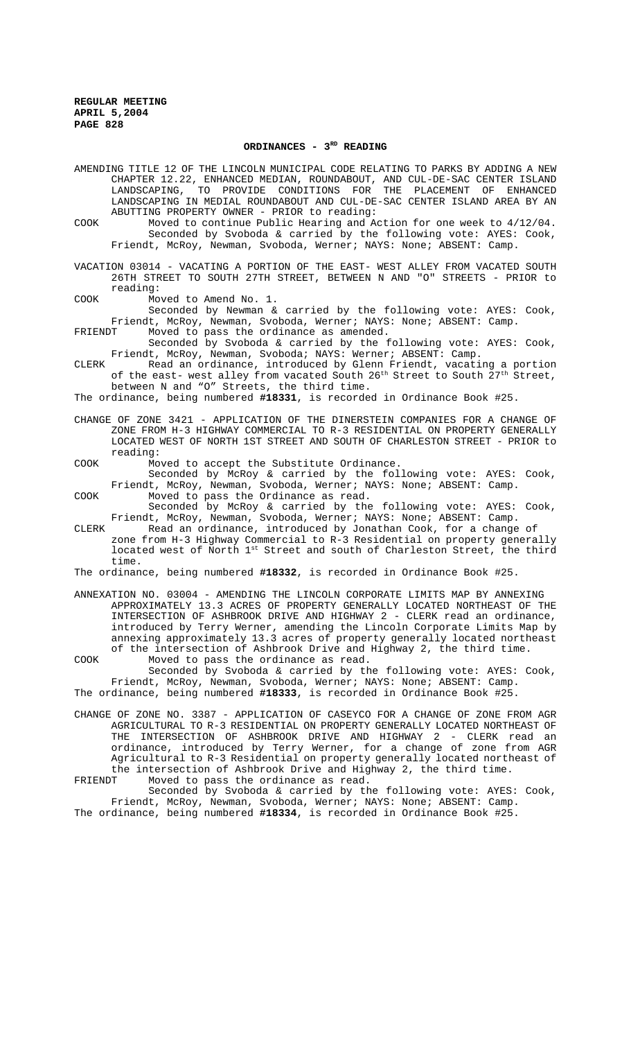## ORDINANCES - 3[RD] READING

AMENDING TITLE 12 OF THE LINCOLN MUNICIPAL CODE RELATING TO PARKS BY ADDING A NEW CHAPTER 12.22, ENHANCED MEDIAN, ROUNDABOUT, AND CUL-DE-SAC CENTER ISLAND LANDSCAPING, TO PROVIDE CONDITIONS FOR THE PLACEMENT OF ENHANCED LANDSCAPING IN MEDIAL ROUNDABOUT AND CUL-DE-SAC CENTER ISLAND AREA BY AN ABUTTING PROPERTY OWNER - PRIOR to reading:

COOK Moved to continue Public Hearing and Action for one week to 4/12/04.
Seconded by Svoboda & carried by the following vote: AYES: Cook, Friendt, McRoy, Newman, Svoboda, Werner; NAYS: None; ABSENT: Camp.

VACATION 03014 - VACATING A PORTION OF THE EAST- WEST ALLEY FROM VACATED SOUTH 26TH STREET TO SOUTH 27TH STREET, BETWEEN N AND "O" STREETS - PRIOR to reading:

COOK Moved to Amend No. 1.
Seconded by Newman & carried by the following vote: AYES: Cook, Friendt, McRoy, Newman, Svoboda, Werner; NAYS: None; ABSENT: Camp.

FRIENDT Moved to pass the ordinance as amended.
Seconded by Svoboda & carried by the following vote: AYES: Cook, Friendt, McRoy, Newman, Svoboda; NAYS: Werner; ABSENT: Camp.

CLERK Read an ordinance, introduced by Glenn Friendt, vacating a portion of the east- west alley from vacated South 26th Street to South 27th Street, between N and "O" Streets, the third time.

The ordinance, being numbered **#18331**, is recorded in Ordinance Book #25.

CHANGE OF ZONE 3421 - APPLICATION OF THE DINERSTEIN COMPANIES FOR A CHANGE OF ZONE FROM H-3 HIGHWAY COMMERCIAL TO R-3 RESIDENTIAL ON PROPERTY GENERALLY LOCATED WEST OF NORTH 1ST STREET AND SOUTH OF CHARLESTON STREET - PRIOR to reading:

COOK Moved to accept the Substitute Ordinance.
Seconded by McRoy & carried by the following vote: AYES: Cook, Friendt, McRoy, Newman, Svoboda, Werner; NAYS: None; ABSENT: Camp.

COOK Moved to pass the Ordinance as read.
Seconded by McRoy & carried by the following vote: AYES: Cook, Friendt, McRoy, Newman, Svoboda, Werner; NAYS: None; ABSENT: Camp.

CLERK Read an ordinance, introduced by Jonathan Cook, for a change of zone from H-3 Highway Commercial to R-3 Residential on property generally located west of North 1st Street and south of Charleston Street, the third time.

The ordinance, being numbered **#18332**, is recorded in Ordinance Book #25.

ANNEXATION NO. 03004 - AMENDING THE LINCOLN CORPORATE LIMITS MAP BY ANNEXING APPROXIMATELY 13.3 ACRES OF PROPERTY GENERALLY LOCATED NORTHEAST OF THE INTERSECTION OF ASHBROOK DRIVE AND HIGHWAY 2 - CLERK read an ordinance, introduced by Terry Werner, amending the Lincoln Corporate Limits Map by annexing approximately 13.3 acres of property generally located northeast of the intersection of Ashbrook Drive and Highway 2, the third time.

COOK Moved to pass the ordinance as read.
Seconded by Svoboda & carried by the following vote: AYES: Cook, Friendt, McRoy, Newman, Svoboda, Werner; NAYS: None; ABSENT: Camp.

The ordinance, being numbered **#18333**, is recorded in Ordinance Book #25.

CHANGE OF ZONE NO. 3387 - APPLICATION OF CASEYCO FOR A CHANGE OF ZONE FROM AGR AGRICULTURAL TO R-3 RESIDENTIAL ON PROPERTY GENERALLY LOCATED NORTHEAST OF THE INTERSECTION OF ASHBROOK DRIVE AND HIGHWAY 2 - CLERK read an ordinance, introduced by Terry Werner, for a change of zone from AGR Agricultural to R-3 Residential on property generally located northeast of the intersection of Ashbrook Drive and Highway 2, the third time.

FRIENDT Moved to pass the ordinance as read.
Seconded by Svoboda & carried by the following vote: AYES: Cook, Friendt, McRoy, Newman, Svoboda, Werner; NAYS: None; ABSENT: Camp.

The ordinance, being numbered **#18334**, is recorded in Ordinance Book #25.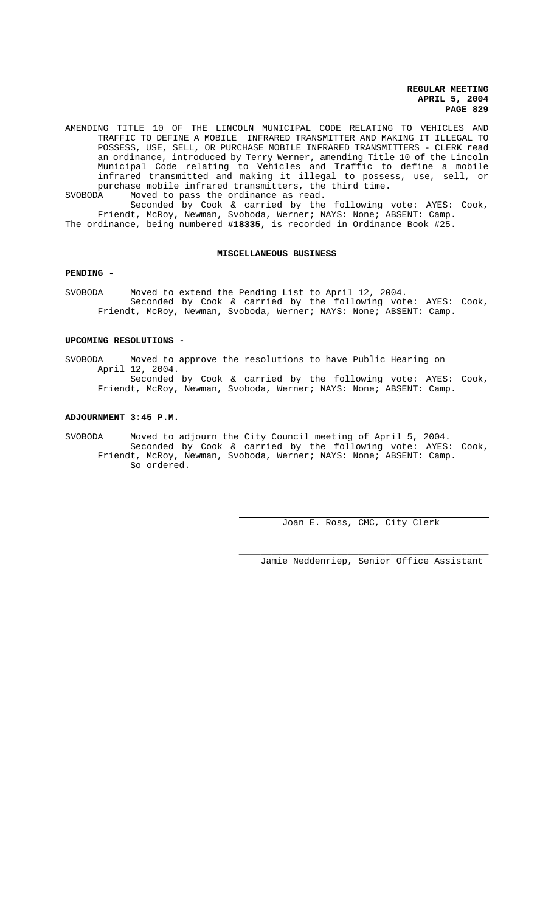AMENDING TITLE 10 OF THE LINCOLN MUNICIPAL CODE RELATING TO VEHICLES AND TRAFFIC TO DEFINE A MOBILE INFRARED TRANSMITTER AND MAKING IT ILLEGAL TO POSSESS, USE, SELL, OR PURCHASE MOBILE INFRARED TRANSMITTERS - CLERK read an ordinance, introduced by Terry Werner, amending Title 10 of the Lincoln Municipal Code relating to Vehicles and Traffic to define a mobile infrared transmitted and making it illegal to possess, use, sell, or purchase mobile infrared transmitters, the third time.

SVOBODA Moved to pass the ordinance as read.
Seconded by Cook & carried by the following vote: AYES: Cook, Friendt, McRoy, Newman, Svoboda, Werner; NAYS: None; ABSENT: Camp.

The ordinance, being numbered **#18335**, is recorded in Ordinance Book #25.

## MISCELLANEOUS BUSINESS

**PENDING -**

SVOBODA Moved to extend the Pending List to April 12, 2004.
Seconded by Cook & carried by the following vote: AYES: Cook, Friendt, McRoy, Newman, Svoboda, Werner; NAYS: None; ABSENT: Camp.

**UPCOMING RESOLUTIONS -**

SVOBODA Moved to approve the resolutions to have Public Hearing on April 12, 2004.
Seconded by Cook & carried by the following vote: AYES: Cook, Friendt, McRoy, Newman, Svoboda, Werner; NAYS: None; ABSENT: Camp.

**ADJOURNMENT 3:45 P.M.**

SVOBODA Moved to adjourn the City Council meeting of April 5, 2004.
Seconded by Cook & carried by the following vote: AYES: Cook, Friendt, McRoy, Newman, Svoboda, Werner; NAYS: None; ABSENT: Camp.
So ordered.

Joan E. Ross, CMC, City Clerk

Jamie Neddenriep, Senior Office Assistant